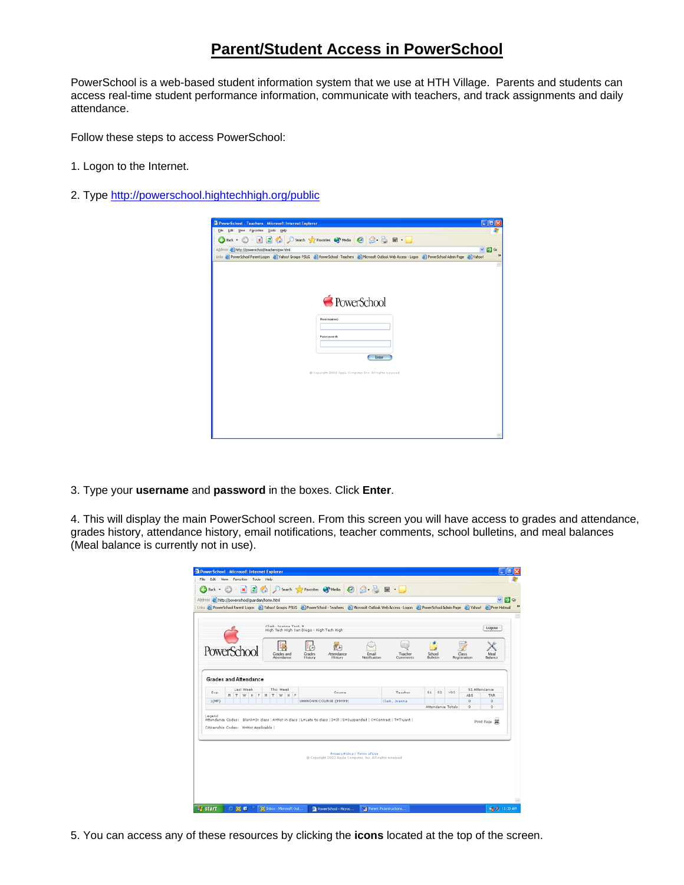# Parent/Student Access in PowerSchool

PowerSchool is a web-based student information system that we use at HTH Village. Parents and students can access real-time student performance information, communicate with teachers, and track assignments and daily attendance.

Follow these steps to access PowerSchool:

1. Logon to the Internet.

2. Type http://powerschool.hightechhigh.org/public

3. Type your **username** and **password** in the boxes. Click **Enter**.

4. This will display the main PowerSchool screen. From this screen you will have access to grades and attendance, grades history, attendance history, email notifications, teacher comments, school bulletins, and meal balances (Meal balance is currently not in use).

5. You can access any of these resources by clicking the **icons** located at the top of the screen.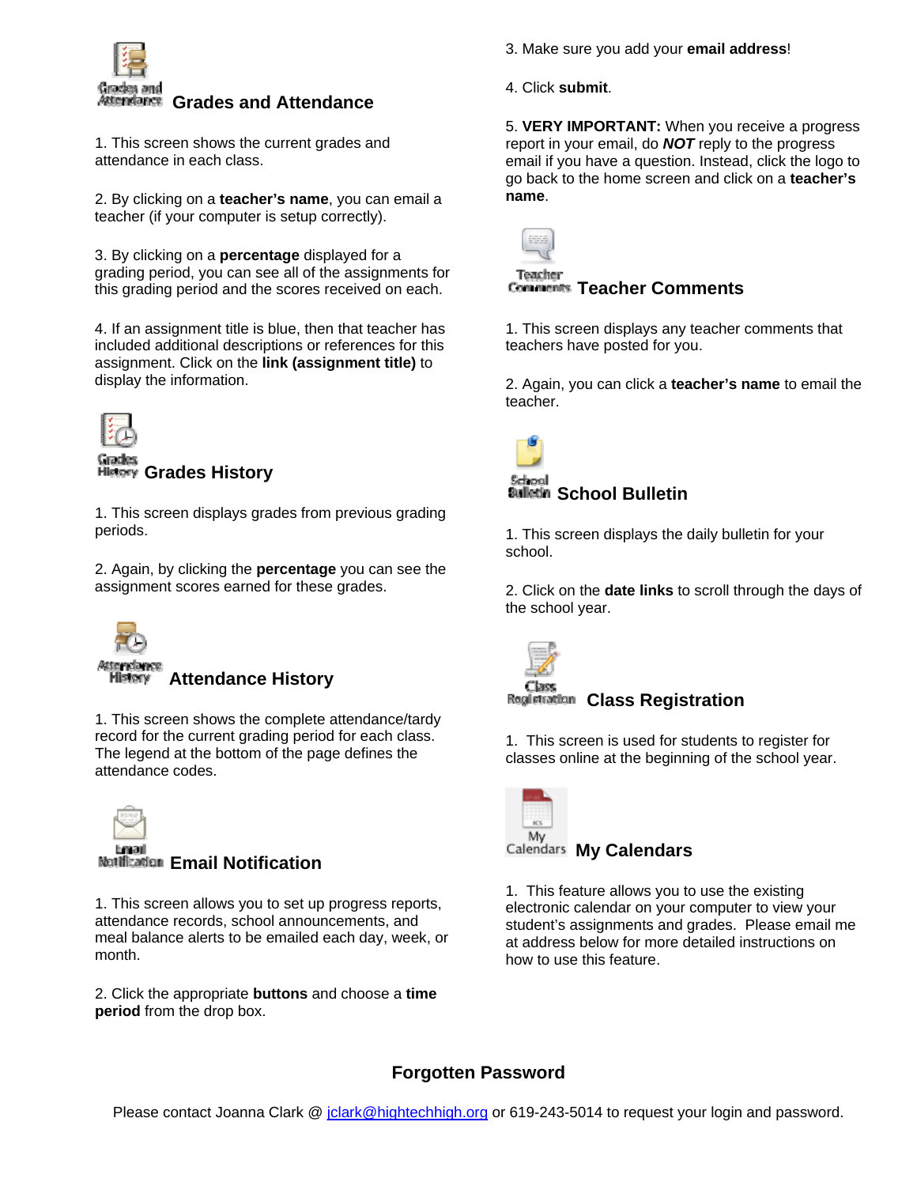## Grades and Attendance

1. This screen shows the current grades and attendance in each class.

2. By clicking on a **teacher's name**, you can email a teacher (if your computer is setup correctly).

3. By clicking on a **percentage** displayed for a grading period, you can see all of the assignments for this grading period and the scores received on each.

4. If an assignment title is blue, then that teacher has included additional descriptions or references for this assignment. Click on the **link (assignment title)** to display the information.

## Grades History

1. This screen displays grades from previous grading periods.

2. Again, by clicking the **percentage** you can see the assignment scores earned for these grades.

## Attendance History

1. This screen shows the complete attendance/tardy record for the current grading period for each class. The legend at the bottom of the page defines the attendance codes.

## Email Notification

1. This screen allows you to set up progress reports, attendance records, school announcements, and meal balance alerts to be emailed each day, week, or month.

2. Click the appropriate **buttons** and choose a **time period** from the drop box.

3. Make sure you add your **email address**!

4. Click **submit**.

5. **VERY IMPORTANT:** When you receive a progress report in your email, do ***NOT*** reply to the progress email if you have a question. Instead, click the logo to go back to the home screen and click on a **teacher's name**.

## Teacher Comments

1. This screen displays any teacher comments that teachers have posted for you.

2. Again, you can click a **teacher's name** to email the teacher.

## School Bulletin

1. This screen displays the daily bulletin for your school.

2. Click on the **date links** to scroll through the days of the school year.

## Class Registration

1. This screen is used for students to register for classes online at the beginning of the school year.

## My Calendars

1. This feature allows you to use the existing electronic calendar on your computer to view your student's assignments and grades. Please email me at address below for more detailed instructions on how to use this feature.

## Forgotten Password

Please contact Joanna Clark @ jclark@hightechhigh.org or 619-243-5014 to request your login and password.